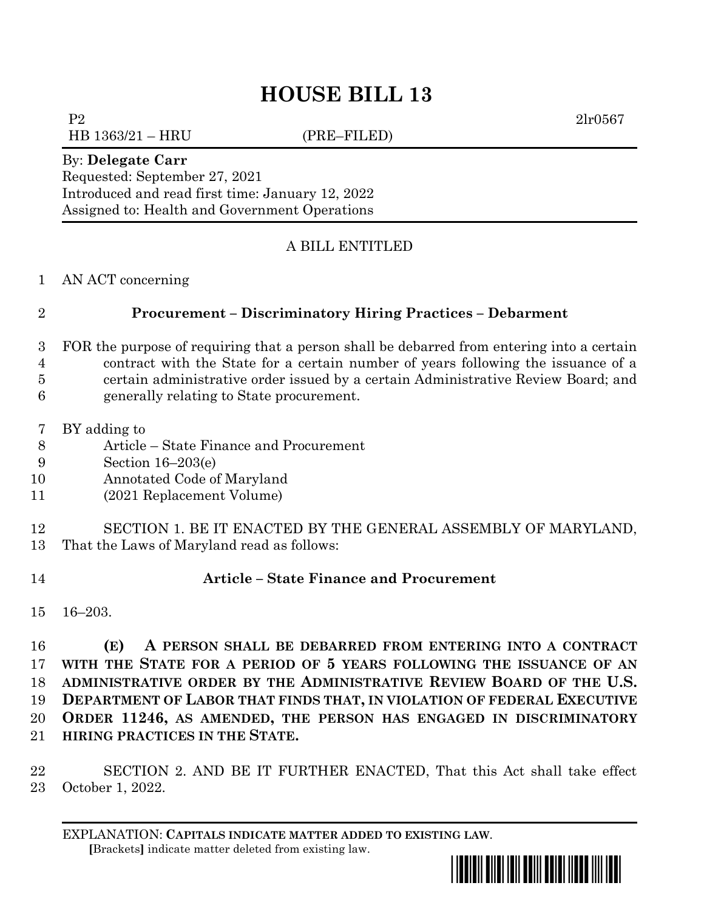# HOUSE BILL 13

P2 2lr0567

HB 1363/21 – HRU (PRE–FILED)

By: **Delegate Carr**

Requested: September 27, 2021

Introduced and read first time: January 12, 2022

Assigned to: Health and Government Operations

A BILL ENTITLED

AN ACT concerning

**Procurement – Discriminatory Hiring Practices – Debarment**

FOR the purpose of requiring that a person shall be debarred from entering into a certain contract with the State for a certain number of years following the issuance of a certain administrative order issued by a certain Administrative Review Board; and generally relating to State procurement.

BY adding to

Article – State Finance and Procurement

Section 16–203(e)

Annotated Code of Maryland

(2021 Replacement Volume)

SECTION 1. BE IT ENACTED BY THE GENERAL ASSEMBLY OF MARYLAND, That the Laws of Maryland read as follows:

**Article – State Finance and Procurement**

16–203.

**(E) A PERSON SHALL BE DEBARRED FROM ENTERING INTO A CONTRACT WITH THE STATE FOR A PERIOD OF 5 YEARS FOLLOWING THE ISSUANCE OF AN ADMINISTRATIVE ORDER BY THE ADMINISTRATIVE REVIEW BOARD OF THE U.S. DEPARTMENT OF LABOR THAT FINDS THAT, IN VIOLATION OF FEDERAL EXECUTIVE ORDER 11246, AS AMENDED, THE PERSON HAS ENGAGED IN DISCRIMINATORY HIRING PRACTICES IN THE STATE.**

SECTION 2. AND BE IT FURTHER ENACTED, That this Act shall take effect October 1, 2022.

EXPLANATION: **CAPITALS INDICATE MATTER ADDED TO EXISTING LAW.**

**[**Brackets**]** indicate matter deleted from existing law.